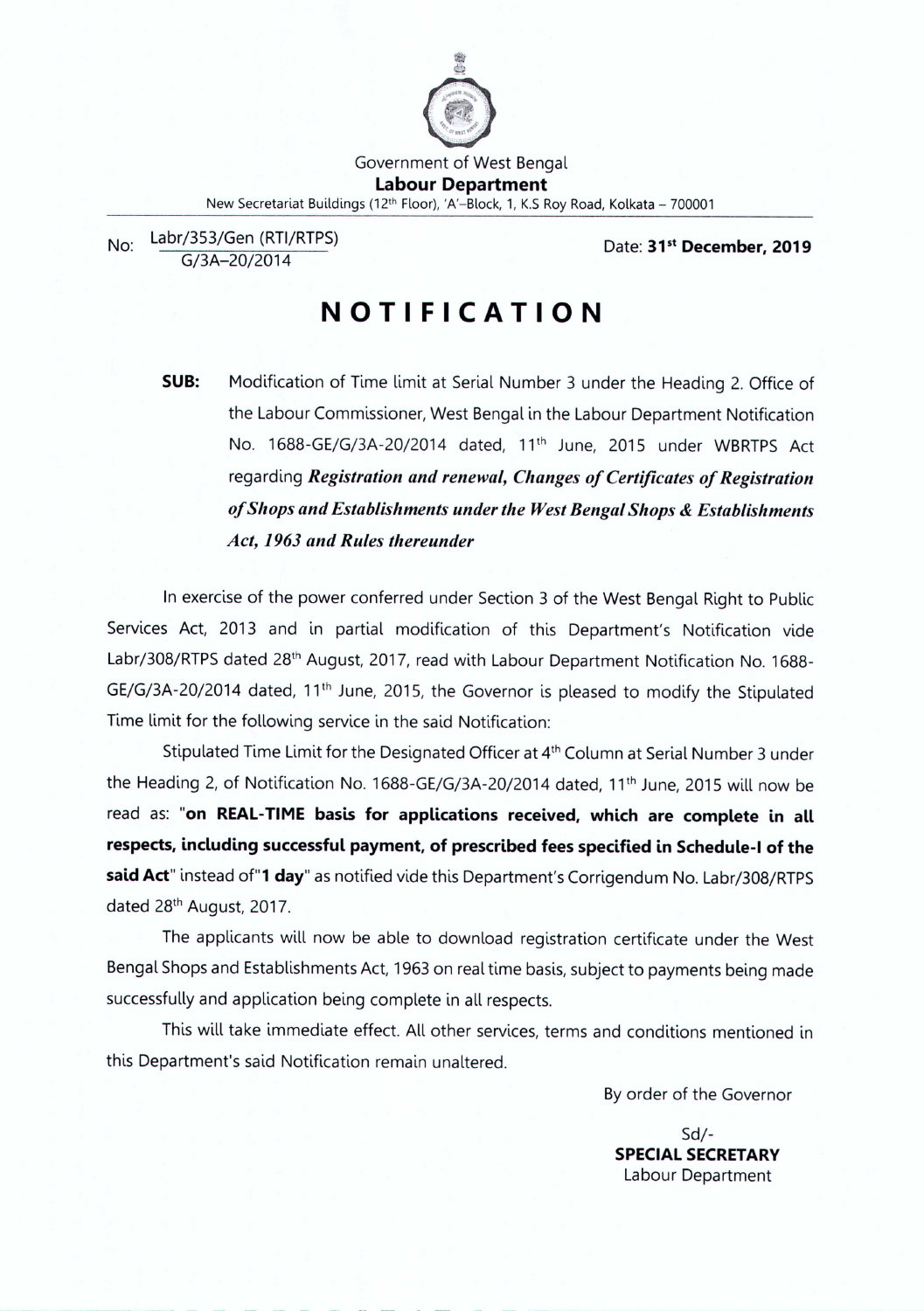Government of West Bengal

**Labour Department**

New Secretariat Buildings (12th Floor), 'A'–Block, 1, K.S Roy Road, Kolkata – 700001

No: Labr/353/Gen (RTI/RTPS)
G/3A–20/2014

Date: **31st December, 2019**

# NOTIFICATION

**SUB:** Modification of Time limit at Serial Number 3 under the Heading 2. Office of the Labour Commissioner, West Bengal in the Labour Department Notification No. 1688-GE/G/3A-20/2014 dated, 11th June, 2015 under WBRTPS Act regarding ***Registration and renewal, Changes of Certificates of Registration of Shops and Establishments under the West Bengal Shops & Establishments Act, 1963 and Rules thereunder***

In exercise of the power conferred under Section 3 of the West Bengal Right to Public Services Act, 2013 and in partial modification of this Department's Notification vide Labr/308/RTPS dated 28th August, 2017, read with Labour Department Notification No. 1688-GE/G/3A-20/2014 dated, 11th June, 2015, the Governor is pleased to modify the Stipulated Time limit for the following service in the said Notification:

Stipulated Time Limit for the Designated Officer at 4th Column at Serial Number 3 under the Heading 2, of Notification No. 1688-GE/G/3A-20/2014 dated, 11th June, 2015 will now be read as: "**on REAL-TIME basis for applications received, which are complete in all respects, including successful payment, of prescribed fees specified in Schedule-I of the said Act**" instead of"**1 day**" as notified vide this Department's Corrigendum No. Labr/308/RTPS dated 28th August, 2017.

The applicants will now be able to download registration certificate under the West Bengal Shops and Establishments Act, 1963 on real time basis, subject to payments being made successfully and application being complete in all respects.

This will take immediate effect. All other services, terms and conditions mentioned in this Department's said Notification remain unaltered.

By order of the Governor

Sd/-

**SPECIAL SECRETARY**

Labour Department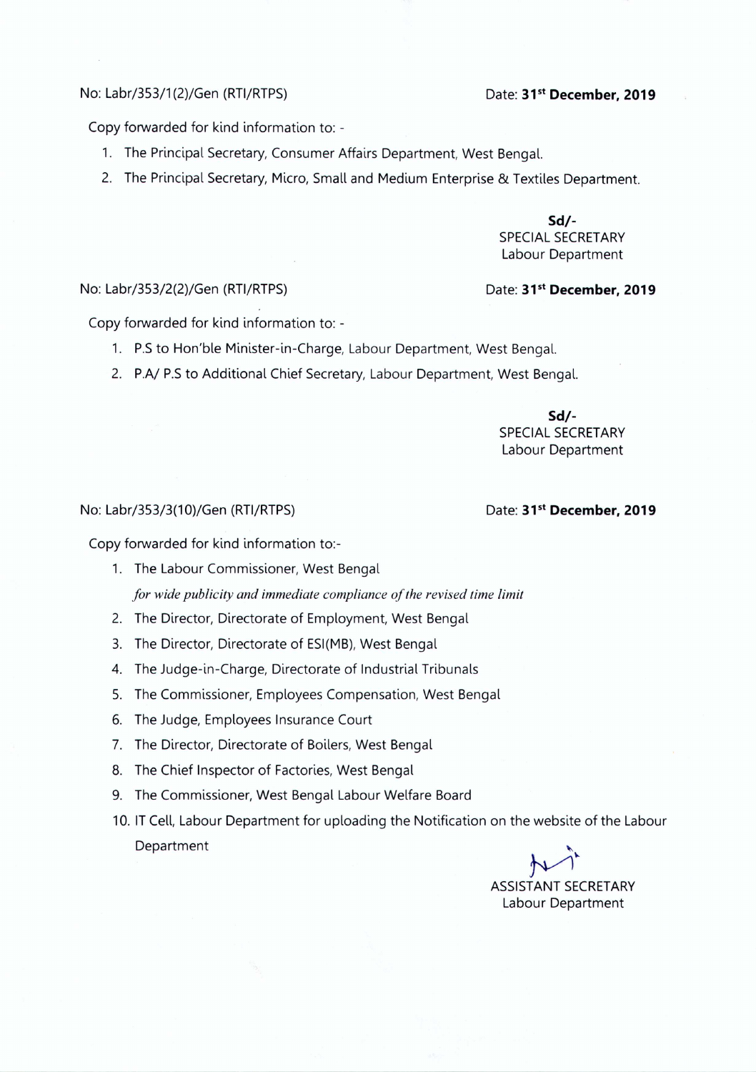No: Labr/353/1(2)/Gen (RTI/RTPS) Date: **31st December, 2019**

Copy forwarded for kind information to: -

1. The Principal Secretary, Consumer Affairs Department, West Bengal.
2. The Principal Secretary, Micro, Small and Medium Enterprise & Textiles Department.

**Sd/-**
SPECIAL SECRETARY
Labour Department

No: Labr/353/2(2)/Gen (RTI/RTPS) Date: **31st December, 2019**

Copy forwarded for kind information to: -

1. P.S to Hon'ble Minister-in-Charge, Labour Department, West Bengal.
2. P.A/ P.S to Additional Chief Secretary, Labour Department, West Bengal.

**Sd/-**
SPECIAL SECRETARY
Labour Department

No: Labr/353/3(10)/Gen (RTI/RTPS) Date: **31st December, 2019**

Copy forwarded for kind information to:-

1. The Labour Commissioner, West Bengal
   *for wide publicity and immediate compliance of the revised time limit*
2. The Director, Directorate of Employment, West Bengal
3. The Director, Directorate of ESI(MB), West Bengal
4. The Judge-in-Charge, Directorate of Industrial Tribunals
5. The Commissioner, Employees Compensation, West Bengal
6. The Judge, Employees Insurance Court
7. The Director, Directorate of Boilers, West Bengal
8. The Chief Inspector of Factories, West Bengal
9. The Commissioner, West Bengal Labour Welfare Board
10. IT Cell, Labour Department for uploading the Notification on the website of the Labour Department

ASSISTANT SECRETARY
Labour Department